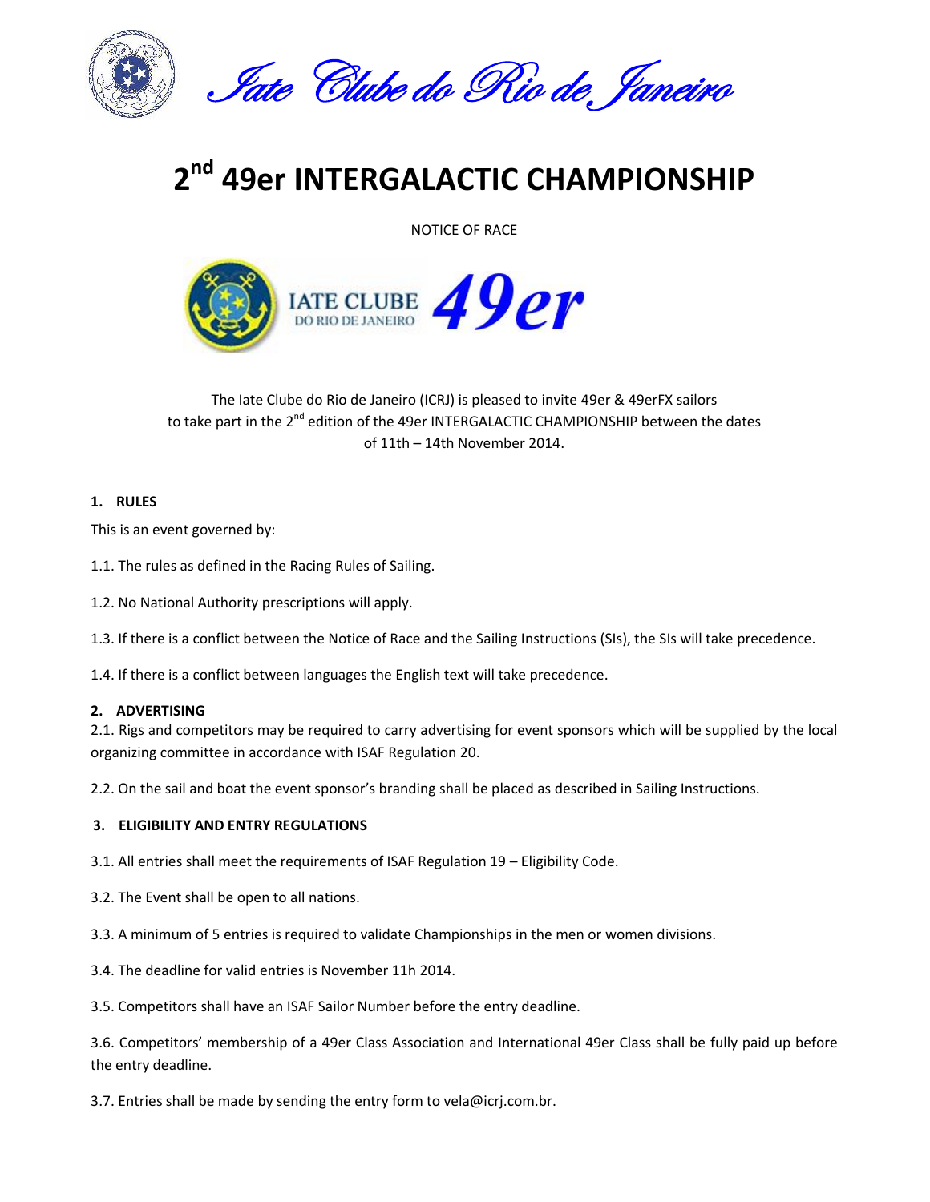Iate Clube do Rio de Janeiro

# 2nd 49er INTERGALACTIC CHAMPIONSHIP

NOTICE OF RACE

IATE CLUBE DO RIO DE JANEIRO 49er

The Iate Clube do Rio de Janeiro (ICRJ) is pleased to invite 49er & 49erFX sailors to take part in the 2nd edition of the 49er INTERGALACTIC CHAMPIONSHIP between the dates of 11th – 14th November 2014.

## 1. RULES

This is an event governed by:

1.1. The rules as defined in the Racing Rules of Sailing.

1.2. No National Authority prescriptions will apply.

1.3. If there is a conflict between the Notice of Race and the Sailing Instructions (SIs), the SIs will take precedence.

1.4. If there is a conflict between languages the English text will take precedence.

## 2. ADVERTISING

2.1. Rigs and competitors may be required to carry advertising for event sponsors which will be supplied by the local organizing committee in accordance with ISAF Regulation 20.

2.2. On the sail and boat the event sponsor's branding shall be placed as described in Sailing Instructions.

## 3. ELIGIBILITY AND ENTRY REGULATIONS

3.1. All entries shall meet the requirements of ISAF Regulation 19 – Eligibility Code.

3.2. The Event shall be open to all nations.

3.3. A minimum of 5 entries is required to validate Championships in the men or women divisions.

3.4. The deadline for valid entries is November 11h 2014.

3.5. Competitors shall have an ISAF Sailor Number before the entry deadline.

3.6. Competitors' membership of a 49er Class Association and International 49er Class shall be fully paid up before the entry deadline.

3.7. Entries shall be made by sending the entry form to vela@icrj.com.br.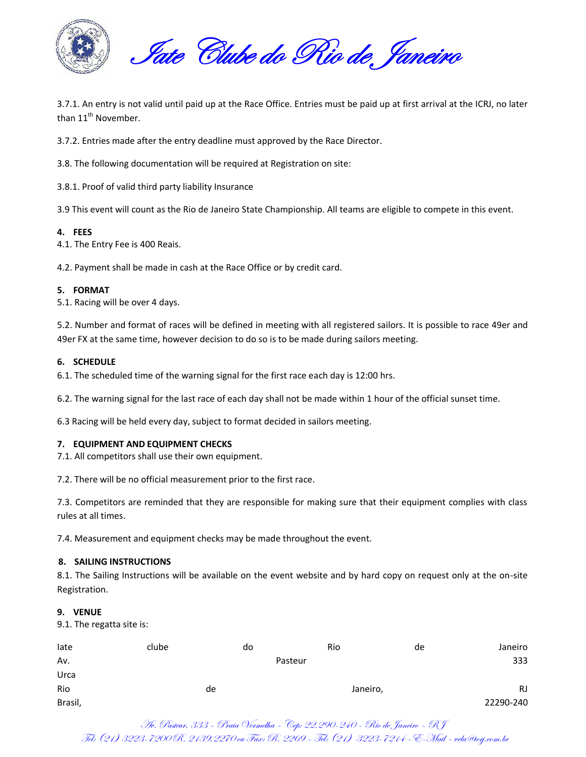3.7.1. An entry is not valid until paid up at the Race Office. Entries must be paid up at first arrival at the ICRJ, no later than 11th November.

3.7.2. Entries made after the entry deadline must approved by the Race Director.

3.8. The following documentation will be required at Registration on site:

3.8.1. Proof of valid third party liability Insurance

3.9 This event will count as the Rio de Janeiro State Championship. All teams are eligible to compete in this event.

**4. FEES**

4.1. The Entry Fee is 400 Reais.

4.2. Payment shall be made in cash at the Race Office or by credit card.

**5. FORMAT**

5.1. Racing will be over 4 days.

5.2. Number and format of races will be defined in meeting with all registered sailors. It is possible to race 49er and 49er FX at the same time, however decision to do so is to be made during sailors meeting.

**6. SCHEDULE**

6.1. The scheduled time of the warning signal for the first race each day is 12:00 hrs.

6.2. The warning signal for the last race of each day shall not be made within 1 hour of the official sunset time.

6.3 Racing will be held every day, subject to format decided in sailors meeting.

**7. EQUIPMENT AND EQUIPMENT CHECKS**

7.1. All competitors shall use their own equipment.

7.2. There will be no official measurement prior to the first race.

7.3. Competitors are reminded that they are responsible for making sure that their equipment complies with class rules at all times.

7.4. Measurement and equipment checks may be made throughout the event.

**8. SAILING INSTRUCTIONS**

8.1. The Sailing Instructions will be available on the event website and by hard copy on request only at the on-site Registration.

**9. VENUE**

9.1. The regatta site is:

Iate clube do Rio de Janeiro
Av. Pasteur 333
Urca
Rio de Janeiro, RJ
Brasil, 22290-240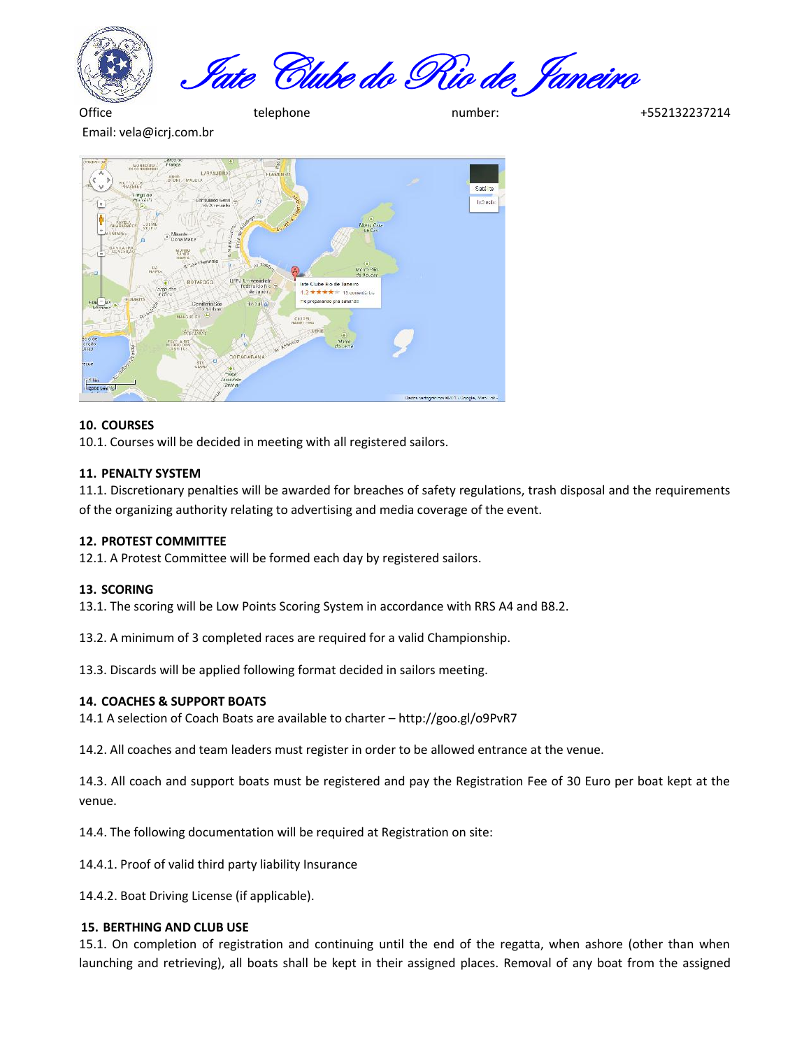*Iate Clube do Rio de Janeiro*

Office telephone number: +552132237214

Email: vela@icrj.com.br

**10. COURSES**

10.1. Courses will be decided in meeting with all registered sailors.

**11. PENALTY SYSTEM**

11.1. Discretionary penalties will be awarded for breaches of safety regulations, trash disposal and the requirements of the organizing authority relating to advertising and media coverage of the event.

**12. PROTEST COMMITTEE**

12.1. A Protest Committee will be formed each day by registered sailors.

**13. SCORING**

13.1. The scoring will be Low Points Scoring System in accordance with RRS A4 and B8.2.

13.2. A minimum of 3 completed races are required for a valid Championship.

13.3. Discards will be applied following format decided in sailors meeting.

**14. COACHES & SUPPORT BOATS**

14.1 A selection of Coach Boats are available to charter – http://goo.gl/o9PvR7

14.2. All coaches and team leaders must register in order to be allowed entrance at the venue.

14.3. All coach and support boats must be registered and pay the Registration Fee of 30 Euro per boat kept at the venue.

14.4. The following documentation will be required at Registration on site:

14.4.1. Proof of valid third party liability Insurance

14.4.2. Boat Driving License (if applicable).

**15. BERTHING AND CLUB USE**

15.1. On completion of registration and continuing until the end of the regatta, when ashore (other than when launching and retrieving), all boats shall be kept in their assigned places. Removal of any boat from the assigned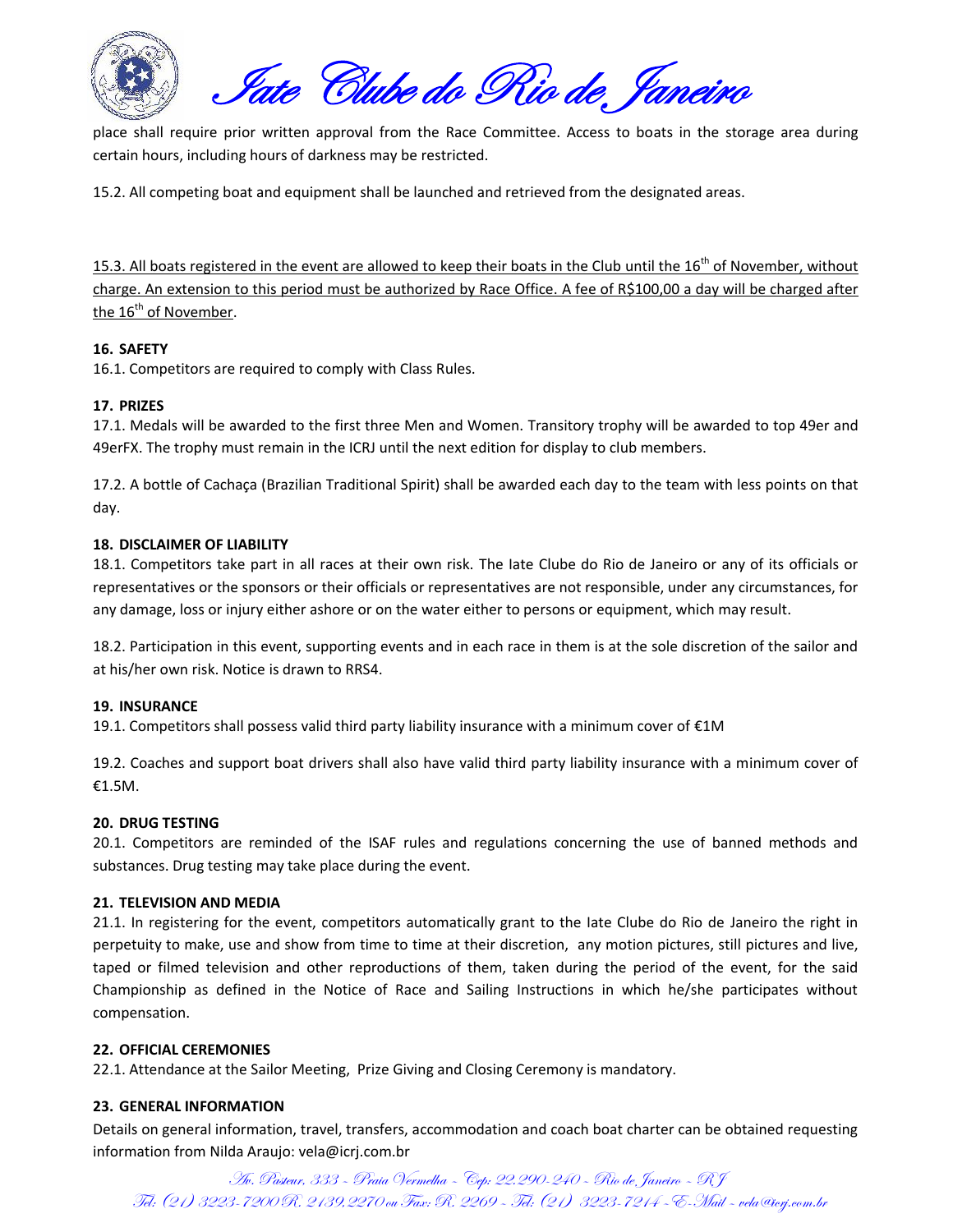place shall require prior written approval from the Race Committee. Access to boats in the storage area during certain hours, including hours of darkness may be restricted.

15.2. All competing boat and equipment shall be launched and retrieved from the designated areas.

15.3. All boats registered in the event are allowed to keep their boats in the Club until the 16th of November, without charge. An extension to this period must be authorized by Race Office. A fee of R$100,00 a day will be charged after the 16th of November.

**16. SAFETY**

16.1. Competitors are required to comply with Class Rules.

**17. PRIZES**

17.1. Medals will be awarded to the first three Men and Women. Transitory trophy will be awarded to top 49er and 49erFX. The trophy must remain in the ICRJ until the next edition for display to club members.

17.2. A bottle of Cachaça (Brazilian Traditional Spirit) shall be awarded each day to the team with less points on that day.

**18. DISCLAIMER OF LIABILITY**

18.1. Competitors take part in all races at their own risk. The Iate Clube do Rio de Janeiro or any of its officials or representatives or the sponsors or their officials or representatives are not responsible, under any circumstances, for any damage, loss or injury either ashore or on the water either to persons or equipment, which may result.

18.2. Participation in this event, supporting events and in each race in them is at the sole discretion of the sailor and at his/her own risk. Notice is drawn to RRS4.

**19. INSURANCE**

19.1. Competitors shall possess valid third party liability insurance with a minimum cover of €1M

19.2. Coaches and support boat drivers shall also have valid third party liability insurance with a minimum cover of €1.5M.

**20. DRUG TESTING**

20.1. Competitors are reminded of the ISAF rules and regulations concerning the use of banned methods and substances. Drug testing may take place during the event.

**21. TELEVISION AND MEDIA**

21.1. In registering for the event, competitors automatically grant to the Iate Clube do Rio de Janeiro the right in perpetuity to make, use and show from time to time at their discretion, any motion pictures, still pictures and live, taped or filmed television and other reproductions of them, taken during the period of the event, for the said Championship as defined in the Notice of Race and Sailing Instructions in which he/she participates without compensation.

**22. OFFICIAL CEREMONIES**

22.1. Attendance at the Sailor Meeting, Prize Giving and Closing Ceremony is mandatory.

**23. GENERAL INFORMATION**

Details on general information, travel, transfers, accommodation and coach boat charter can be obtained requesting information from Nilda Araujo: vela@icrj.com.br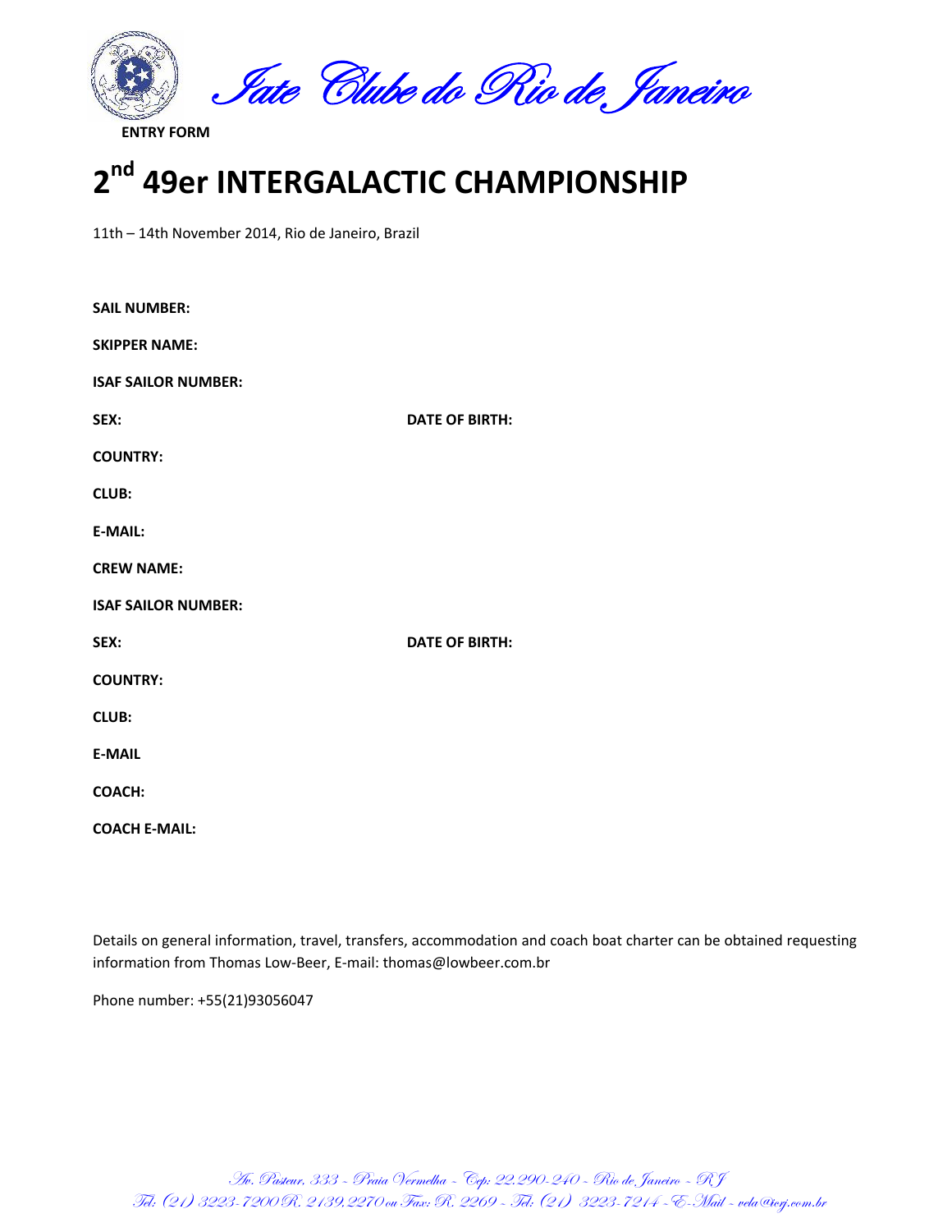*Iate Clube do Rio de Janeiro*

**ENTRY FORM**

# 2nd 49er INTERGALACTIC CHAMPIONSHIP

11th – 14th November 2014, Rio de Janeiro, Brazil

**SAIL NUMBER:**

**SKIPPER NAME:**

**ISAF SAILOR NUMBER:**

**SEX:** **DATE OF BIRTH:**

**COUNTRY:**

**CLUB:**

**E-MAIL:**

**CREW NAME:**

**ISAF SAILOR NUMBER:**

**SEX:** **DATE OF BIRTH:**

**COUNTRY:**

**CLUB:**

**E-MAIL**

**COACH:**

**COACH E-MAIL:**

Details on general information, travel, transfers, accommodation and coach boat charter can be obtained requesting information from Thomas Low-Beer, E-mail: thomas@lowbeer.com.br

Phone number: +55(21)93056047

*Av. Pasteur, 333 - Praia Vermelha - Cep: 22.290-240 - Rio de Janeiro - RJ*
*Tel: (21) 3223-7200 R. 2139,2270 ou Fax: R. 2269 - Tel: (21) 3223-7214 - E-Mail - vela@icrj.com.br*